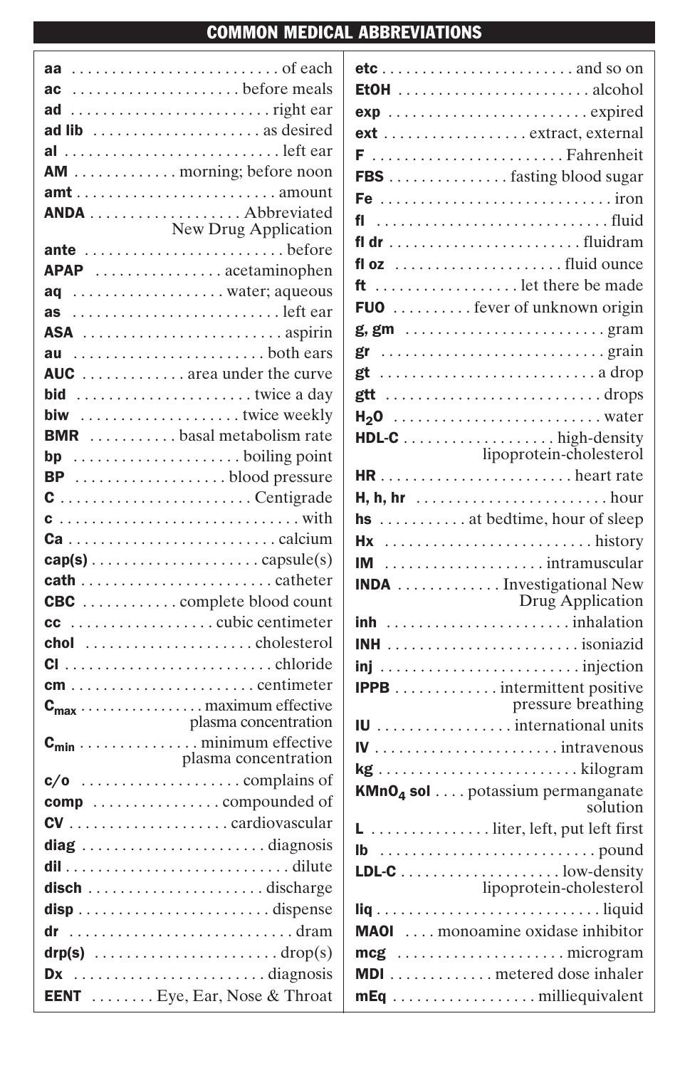# COMMON MEDICAL ABBREVIATIONS

**aa** . . . . . . . . . . of each
**ac** . . . . . . . . . . before meals
**ad** . . . . . . . . . . right ear
**ad lib** . . . . . . . . . . as desired
**al** . . . . . . . . . . left ear
**AM** . . . . . . . . . . morning; before noon
**amt** . . . . . . . . . . amount
**ANDA** . . . . . . . . . . Abbreviated New Drug Application
**ante** . . . . . . . . . . before
**APAP** . . . . . . . . . . acetaminophen
**aq** . . . . . . . . . . water; aqueous
**as** . . . . . . . . . . left ear
**ASA** . . . . . . . . . . aspirin
**au** . . . . . . . . . . both ears
**AUC** . . . . . . . . . . area under the curve
**bid** . . . . . . . . . . twice a day
**biw** . . . . . . . . . . twice weekly
**BMR** . . . . . . . . . . basal metabolism rate
**bp** . . . . . . . . . . boiling point
**BP** . . . . . . . . . . blood pressure
**C** . . . . . . . . . . Centigrade
**c** . . . . . . . . . . with
**Ca** . . . . . . . . . . calcium
**cap(s)** . . . . . . . . . . capsule(s)
**cath** . . . . . . . . . . catheter
**CBC** . . . . . . . . . . complete blood count
**cc** . . . . . . . . . . cubic centimeter
**chol** . . . . . . . . . . cholesterol
**Cl** . . . . . . . . . . chloride
**cm** . . . . . . . . . . centimeter
**$C_{max}$** . . . . . . . . . . maximum effective plasma concentration
**$C_{min}$** . . . . . . . . . . minimum effective plasma concentration
**c/o** . . . . . . . . . . complains of
**comp** . . . . . . . . . . compounded of
**CV** . . . . . . . . . . cardiovascular
**diag** . . . . . . . . . . diagnosis
**dil** . . . . . . . . . . dilute
**disch** . . . . . . . . . . discharge
**disp** . . . . . . . . . . dispense
**dr** . . . . . . . . . . dram
**drp(s)** . . . . . . . . . . drop(s)
**Dx** . . . . . . . . . . diagnosis
**EENT** . . . . . . . . . . Eye, Ear, Nose & Throat

**etc** . . . . . . . . . . and so on
**EtOH** . . . . . . . . . . alcohol
**exp** . . . . . . . . . . expired
**ext** . . . . . . . . . . extract, external
**F** . . . . . . . . . . Fahrenheit
**FBS** . . . . . . . . . . fasting blood sugar
**Fe** . . . . . . . . . . iron
**fl** . . . . . . . . . . fluid
**fl dr** . . . . . . . . . . fluidram
**fl oz** . . . . . . . . . . fluid ounce
**ft** . . . . . . . . . . let there be made
**FUO** . . . . . . . . . . fever of unknown origin
**g, gm** . . . . . . . . . . gram
**gr** . . . . . . . . . . grain
**gt** . . . . . . . . . . a drop
**gtt** . . . . . . . . . . drops
**$H_2O$** . . . . . . . . . . water
**HDL-C** . . . . . . . . . . high-density lipoprotein-cholesterol
**HR** . . . . . . . . . . heart rate
**H, h, hr** . . . . . . . . . . hour
**hs** . . . . . . . . . . at bedtime, hour of sleep
**Hx** . . . . . . . . . . history
**IM** . . . . . . . . . . intramuscular
**INDA** . . . . . . . . . . Investigational New Drug Application
**inh** . . . . . . . . . . inhalation
**INH** . . . . . . . . . . isoniazid
**inj** . . . . . . . . . . injection
**IPPB** . . . . . . . . . . intermittent positive pressure breathing
**IU** . . . . . . . . . . international units
**IV** . . . . . . . . . . intravenous
**kg** . . . . . . . . . . kilogram
**$KMnO_4$ sol** . . . . potassium permanganate solution
**L** . . . . . . . . . . liter, left, put left first
**lb** . . . . . . . . . . pound
**LDL-C** . . . . . . . . . . low-density lipoprotein-cholesterol
**liq** . . . . . . . . . . liquid
**MAOI** . . . . monoamine oxidase inhibitor
**mcg** . . . . . . . . . . microgram
**MDI** . . . . . . . . . . metered dose inhaler
**mEq** . . . . . . . . . . milliequivalent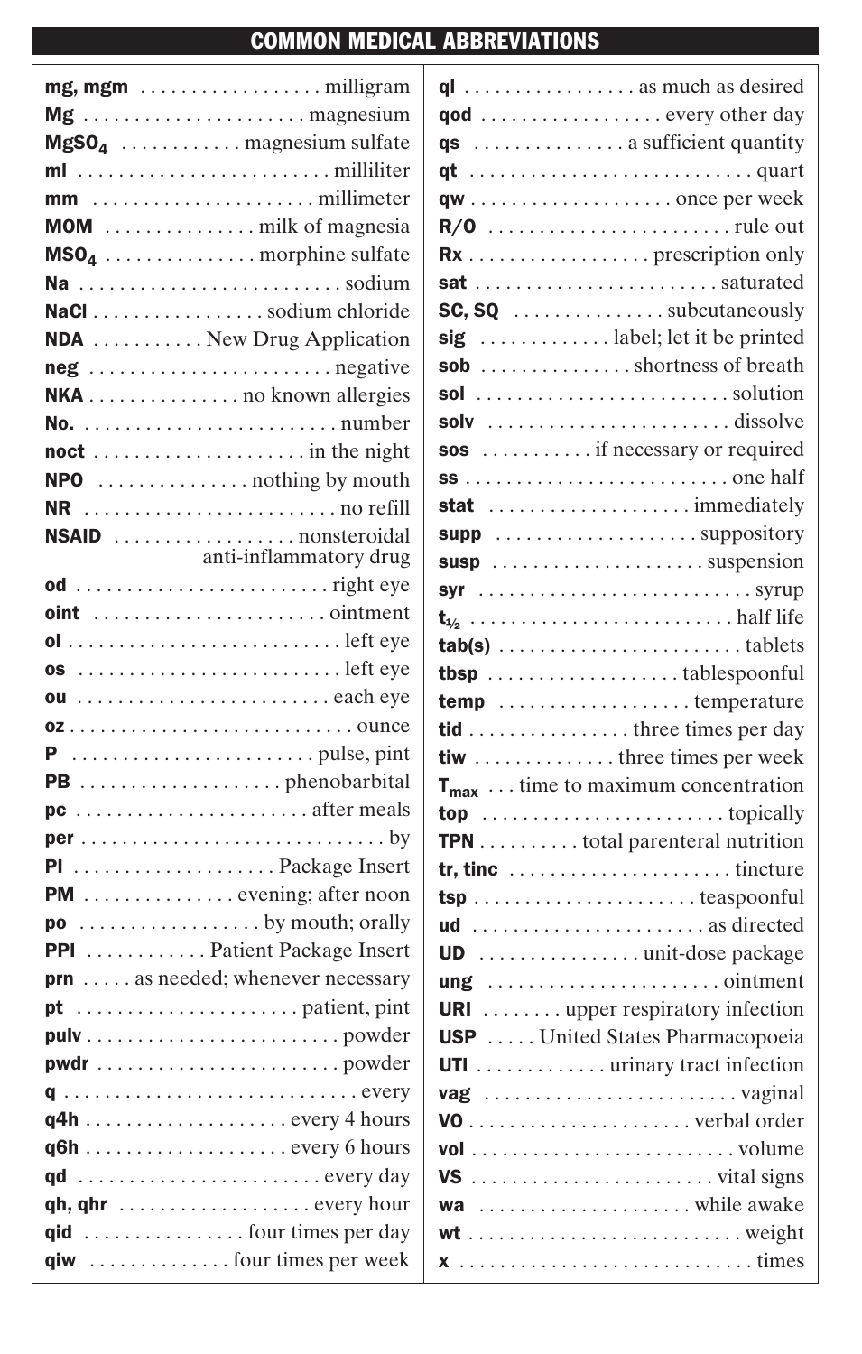## COMMON MEDICAL ABBREVIATIONS

| | |
|---|---|
| **mg, mgm** | milligram |
| **Mg** | magnesium |
| **$MgSO_4$** | magnesium sulfate |
| **ml** | milliliter |
| **mm** | millimeter |
| **MOM** | milk of magnesia |
| **$MSO_4$** | morphine sulfate |
| **Na** | sodium |
| **NaCl** | sodium chloride |
| **NDA** | New Drug Application |
| **neg** | negative |
| **NKA** | no known allergies |
| **No.** | number |
| **noct** | in the night |
| **NPO** | nothing by mouth |
| **NR** | no refill |
| **NSAID** | nonsteroidal anti-inflammatory drug |
| **od** | right eye |
| **oint** | ointment |
| **ol** | left eye |
| **os** | left eye |
| **ou** | each eye |
| **oz** | ounce |
| **P** | pulse, pint |
| **PB** | phenobarbital |
| **pc** | after meals |
| **per** | by |
| **PI** | Package Insert |
| **PM** | evening; after noon |
| **po** | by mouth; orally |
| **PPI** | Patient Package Insert |
| **prn** | as needed; whenever necessary |
| **pt** | patient, pint |
| **pulv** | powder |
| **pwdr** | powder |
| **q** | every |
| **q4h** | every 4 hours |
| **q6h** | every 6 hours |
| **qd** | every day |
| **qh, qhr** | every hour |
| **qid** | four times per day |
| **qiw** | four times per week |
| **ql** | as much as desired |
| **qod** | every other day |
| **qs** | a sufficient quantity |
| **qt** | quart |
| **qw** | once per week |
| **R/O** | rule out |
| **Rx** | prescription only |
| **sat** | saturated |
| **SC, SQ** | subcutaneously |
| **sig** | label; let it be printed |
| **sob** | shortness of breath |
| **sol** | solution |
| **solv** | dissolve |
| **sos** | if necessary or required |
| **ss** | one half |
| **stat** | immediately |
| **supp** | suppository |
| **susp** | suspension |
| **syr** | syrup |
| **$t_{½}$** | half life |
| **tab(s)** | tablets |
| **tbsp** | tablespoonful |
| **temp** | temperature |
| **tid** | three times per day |
| **tiw** | three times per week |
| **$T_{max}$** | time to maximum concentration |
| **top** | topically |
| **TPN** | total parenteral nutrition |
| **tr, tinc** | tincture |
| **tsp** | teaspoonful |
| **ud** | as directed |
| **UD** | unit-dose package |
| **ung** | ointment |
| **URI** | upper respiratory infection |
| **USP** | United States Pharmacopoeia |
| **UTI** | urinary tract infection |
| **vag** | vaginal |
| **VO** | verbal order |
| **vol** | volume |
| **VS** | vital signs |
| **wa** | while awake |
| **wt** | weight |
| **x** | times |